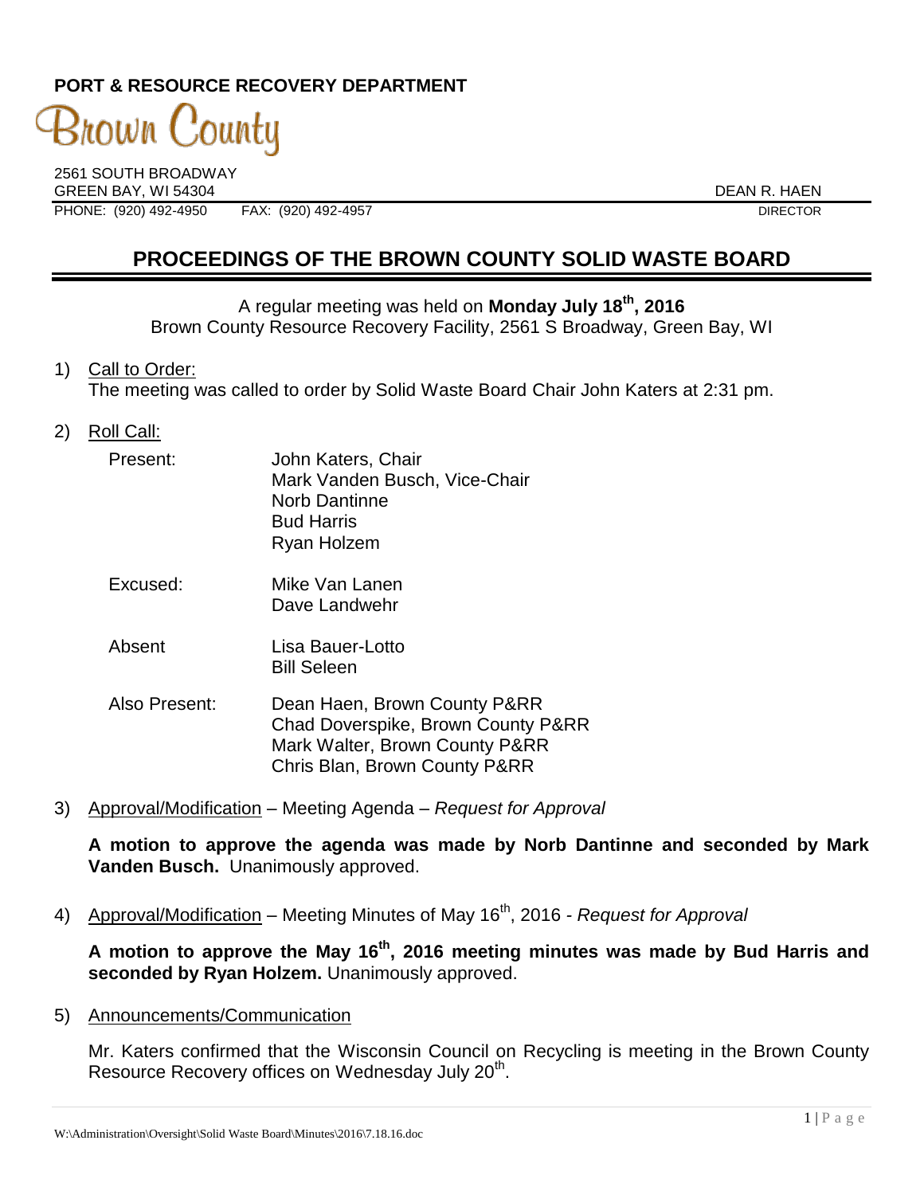**PORT & RESOURCE RECOVERY DEPARTMENT**

Brown County

2561 SOUTH BROADWAY
GREEN BAY, WI 54304
PHONE: (920) 492-4950 FAX: (920) 492-4957

DEAN R. HAEN
DIRECTOR

# PROCEEDINGS OF THE BROWN COUNTY SOLID WASTE BOARD

A regular meeting was held on **Monday July 18th, 2016**
Brown County Resource Recovery Facility, 2561 S Broadway, Green Bay, WI

1) Call to Order:
The meeting was called to order by Solid Waste Board Chair John Katers at 2:31 pm.

2) Roll Call:

| | |
|---|---|
| Present: | John Katers, Chair<br>Mark Vanden Busch, Vice-Chair<br>Norb Dantinne<br>Bud Harris<br>Ryan Holzem |
| Excused: | Mike Van Lanen<br>Dave Landwehr |
| Absent | Lisa Bauer-Lotto<br>Bill Seleen |
| Also Present: | Dean Haen, Brown County P&RR<br>Chad Doverspike, Brown County P&RR<br>Mark Walter, Brown County P&RR<br>Chris Blan, Brown County P&RR |

3) Approval/Modification – Meeting Agenda – *Request for Approval*

**A motion to approve the agenda was made by Norb Dantinne and seconded by Mark Vanden Busch.** Unanimously approved.

4) Approval/Modification – Meeting Minutes of May 16th, 2016 - *Request for Approval*

**A motion to approve the May 16th, 2016 meeting minutes was made by Bud Harris and seconded by Ryan Holzem.** Unanimously approved.

5) Announcements/Communication

Mr. Katers confirmed that the Wisconsin Council on Recycling is meeting in the Brown County Resource Recovery offices on Wednesday July 20th.

W:\Administration\Oversight\Solid Waste Board\Minutes\2016\7.18.16.doc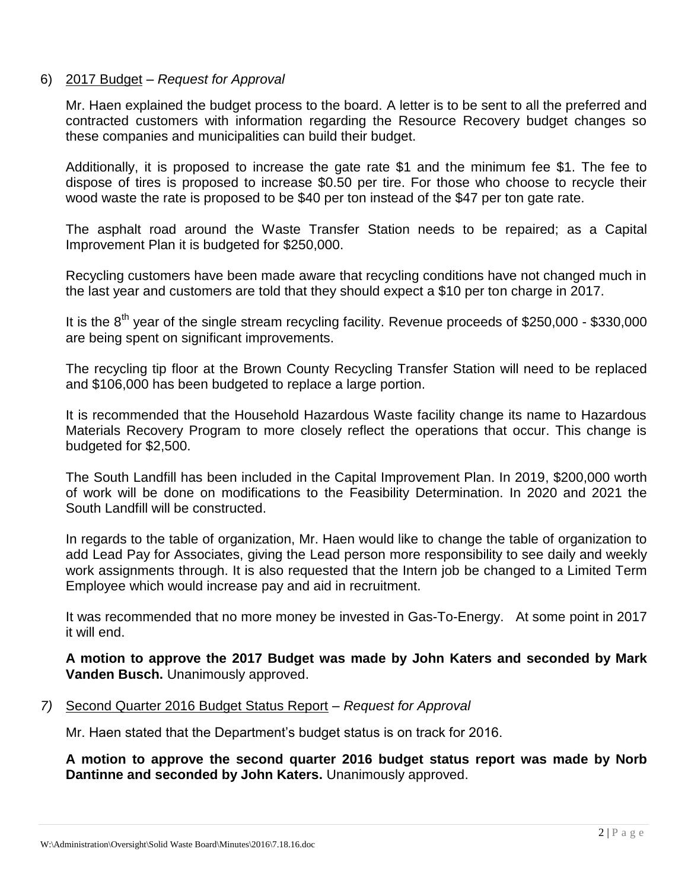6) <u>2017 Budget</u> – *Request for Approval*

Mr. Haen explained the budget process to the board. A letter is to be sent to all the preferred and contracted customers with information regarding the Resource Recovery budget changes so these companies and municipalities can build their budget.

Additionally, it is proposed to increase the gate rate $1 and the minimum fee $1. The fee to dispose of tires is proposed to increase $0.50 per tire. For those who choose to recycle their wood waste the rate is proposed to be $40 per ton instead of the $47 per ton gate rate.

The asphalt road around the Waste Transfer Station needs to be repaired; as a Capital Improvement Plan it is budgeted for $250,000.

Recycling customers have been made aware that recycling conditions have not changed much in the last year and customers are told that they should expect a $10 per ton charge in 2017.

It is the 8th year of the single stream recycling facility. Revenue proceeds of $250,000 - $330,000 are being spent on significant improvements.

The recycling tip floor at the Brown County Recycling Transfer Station will need to be replaced and $106,000 has been budgeted to replace a large portion.

It is recommended that the Household Hazardous Waste facility change its name to Hazardous Materials Recovery Program to more closely reflect the operations that occur. This change is budgeted for $2,500.

The South Landfill has been included in the Capital Improvement Plan. In 2019, $200,000 worth of work will be done on modifications to the Feasibility Determination. In 2020 and 2021 the South Landfill will be constructed.

In regards to the table of organization, Mr. Haen would like to change the table of organization to add Lead Pay for Associates, giving the Lead person more responsibility to see daily and weekly work assignments through. It is also requested that the Intern job be changed to a Limited Term Employee which would increase pay and aid in recruitment.

It was recommended that no more money be invested in Gas-To-Energy. At some point in 2017 it will end.

**A motion to approve the 2017 Budget was made by John Katers and seconded by Mark Vanden Busch.** Unanimously approved.

*7)* <u>Second Quarter 2016 Budget Status Report</u> – *Request for Approval*

Mr. Haen stated that the Department's budget status is on track for 2016.

**A motion to approve the second quarter 2016 budget status report was made by Norb Dantinne and seconded by John Katers.** Unanimously approved.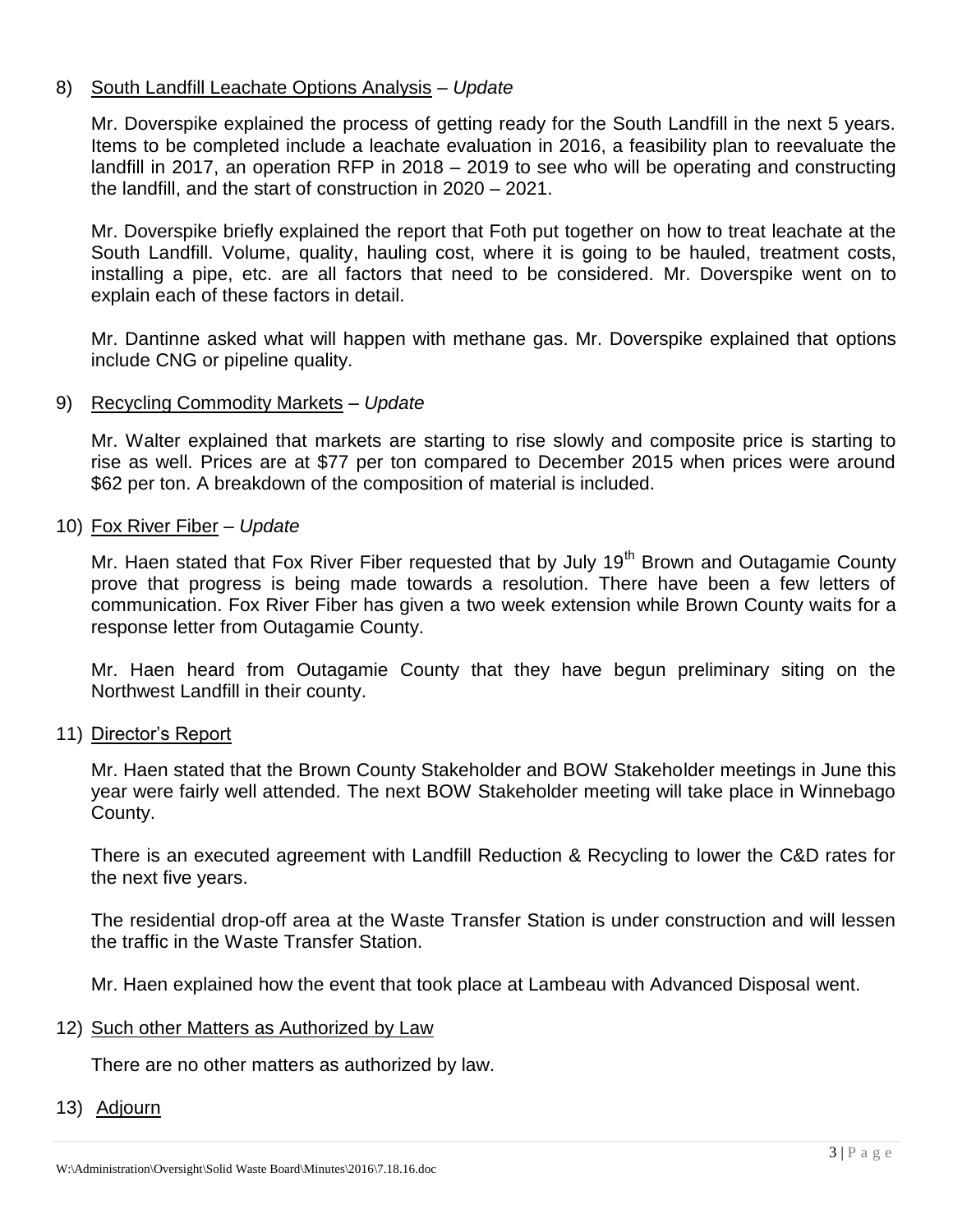8) South Landfill Leachate Options Analysis – *Update*

Mr. Doverspike explained the process of getting ready for the South Landfill in the next 5 years. Items to be completed include a leachate evaluation in 2016, a feasibility plan to reevaluate the landfill in 2017, an operation RFP in 2018 – 2019 to see who will be operating and constructing the landfill, and the start of construction in 2020 – 2021.

Mr. Doverspike briefly explained the report that Foth put together on how to treat leachate at the South Landfill. Volume, quality, hauling cost, where it is going to be hauled, treatment costs, installing a pipe, etc. are all factors that need to be considered. Mr. Doverspike went on to explain each of these factors in detail.

Mr. Dantinne asked what will happen with methane gas. Mr. Doverspike explained that options include CNG or pipeline quality.

9) Recycling Commodity Markets – *Update*

Mr. Walter explained that markets are starting to rise slowly and composite price is starting to rise as well. Prices are at $77 per ton compared to December 2015 when prices were around $62 per ton. A breakdown of the composition of material is included.

10) Fox River Fiber – *Update*

Mr. Haen stated that Fox River Fiber requested that by July 19th Brown and Outagamie County prove that progress is being made towards a resolution. There have been a few letters of communication. Fox River Fiber has given a two week extension while Brown County waits for a response letter from Outagamie County.

Mr. Haen heard from Outagamie County that they have begun preliminary siting on the Northwest Landfill in their county.

11) Director's Report

Mr. Haen stated that the Brown County Stakeholder and BOW Stakeholder meetings in June this year were fairly well attended. The next BOW Stakeholder meeting will take place in Winnebago County.

There is an executed agreement with Landfill Reduction & Recycling to lower the C&D rates for the next five years.

The residential drop-off area at the Waste Transfer Station is under construction and will lessen the traffic in the Waste Transfer Station.

Mr. Haen explained how the event that took place at Lambeau with Advanced Disposal went.

12) Such other Matters as Authorized by Law

There are no other matters as authorized by law.

13) Adjourn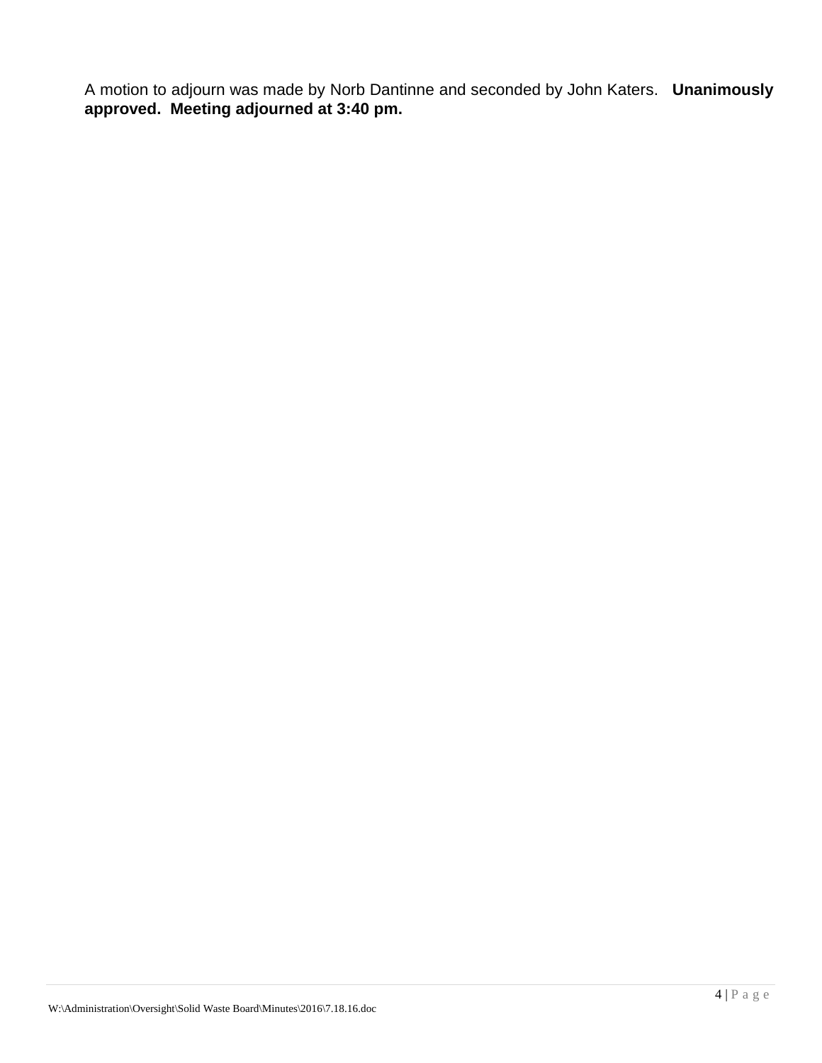A motion to adjourn was made by Norb Dantinne and seconded by John Katers. **Unanimously approved. Meeting adjourned at 3:40 pm.**